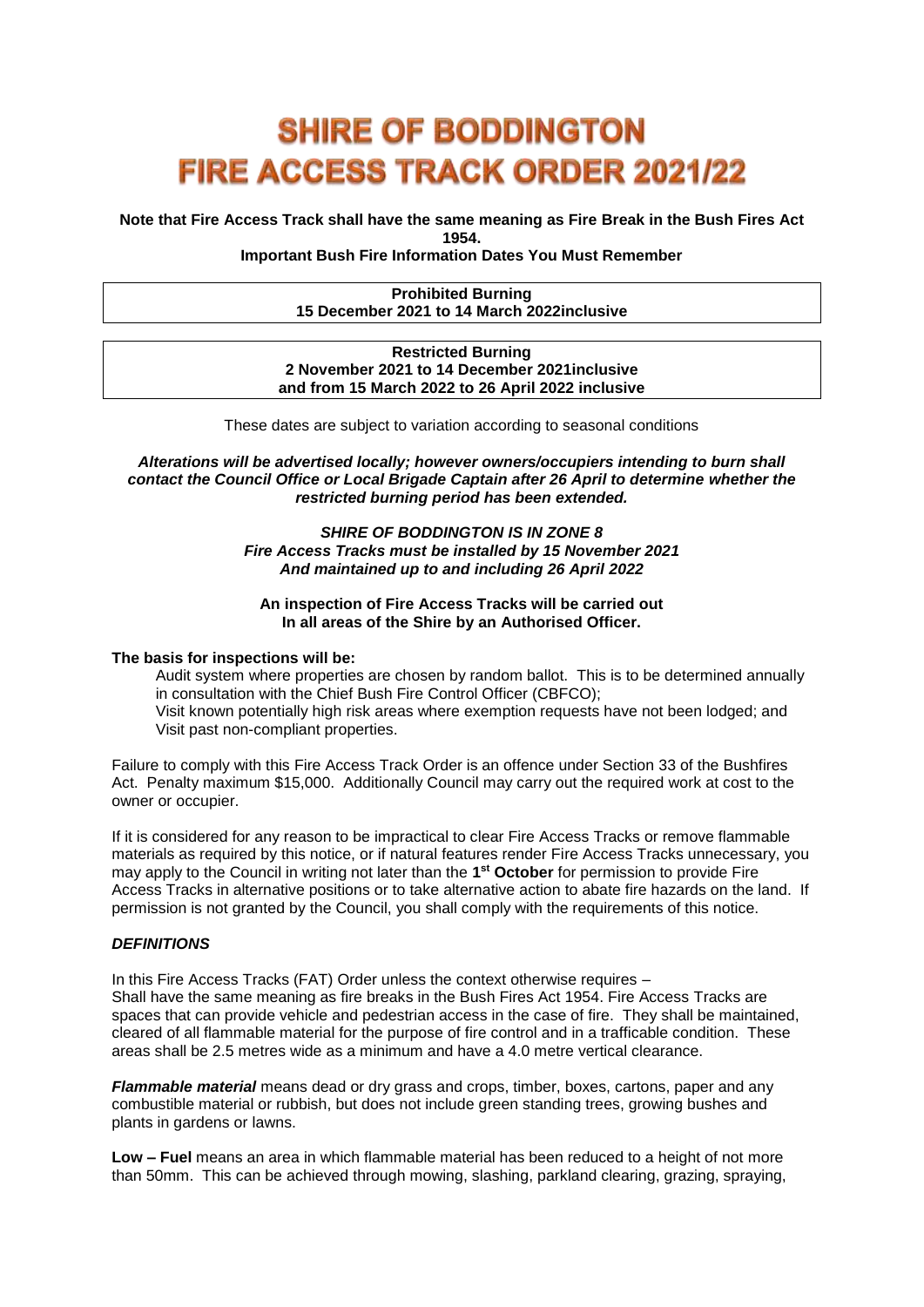# SHIRE OF BODDINGTON
# FIRE ACCESS TRACK ORDER 2021/22

**Note that Fire Access Track shall have the same meaning as Fire Break in the Bush Fires Act 1954.**

**Important Bush Fire Information Dates You Must Remember**

| **Prohibited Burning** |
|---|
| **15 December 2021 to 14 March 2022inclusive** |

| **Restricted Burning** |
|---|
| **2 November 2021 to 14 December 2021inclusive** |
| **and from 15 March 2022 to 26 April 2022 inclusive** |

These dates are subject to variation according to seasonal conditions

***Alterations will be advertised locally; however owners/occupiers intending to burn shall contact the Council Office or Local Brigade Captain after 26 April to determine whether the restricted burning period has been extended.***

***SHIRE OF BODDINGTON IS IN ZONE 8***
***Fire Access Tracks must be installed by 15 November 2021***
***And maintained up to and including 26 April 2022***

**An inspection of Fire Access Tracks will be carried out**
**In all areas of the Shire by an Authorised Officer.**

**The basis for inspections will be:**

Audit system where properties are chosen by random ballot. This is to be determined annually in consultation with the Chief Bush Fire Control Officer (CBFCO);
Visit known potentially high risk areas where exemption requests have not been lodged; and
Visit past non-compliant properties.

Failure to comply with this Fire Access Track Order is an offence under Section 33 of the Bushfires Act. Penalty maximum $15,000. Additionally Council may carry out the required work at cost to the owner or occupier.

If it is considered for any reason to be impractical to clear Fire Access Tracks or remove flammable materials as required by this notice, or if natural features render Fire Access Tracks unnecessary, you may apply to the Council in writing not later than the **1st October** for permission to provide Fire Access Tracks in alternative positions or to take alternative action to abate fire hazards on the land. If permission is not granted by the Council, you shall comply with the requirements of this notice.

### *DEFINITIONS*

In this Fire Access Tracks (FAT) Order unless the context otherwise requires –
Shall have the same meaning as fire breaks in the Bush Fires Act 1954. Fire Access Tracks are spaces that can provide vehicle and pedestrian access in the case of fire. They shall be maintained, cleared of all flammable material for the purpose of fire control and in a trafficable condition. These areas shall be 2.5 metres wide as a minimum and have a 4.0 metre vertical clearance.

***Flammable material*** means dead or dry grass and crops, timber, boxes, cartons, paper and any combustible material or rubbish, but does not include green standing trees, growing bushes and plants in gardens or lawns.

**Low – Fuel** means an area in which flammable material has been reduced to a height of not more than 50mm. This can be achieved through mowing, slashing, parkland clearing, grazing, spraying,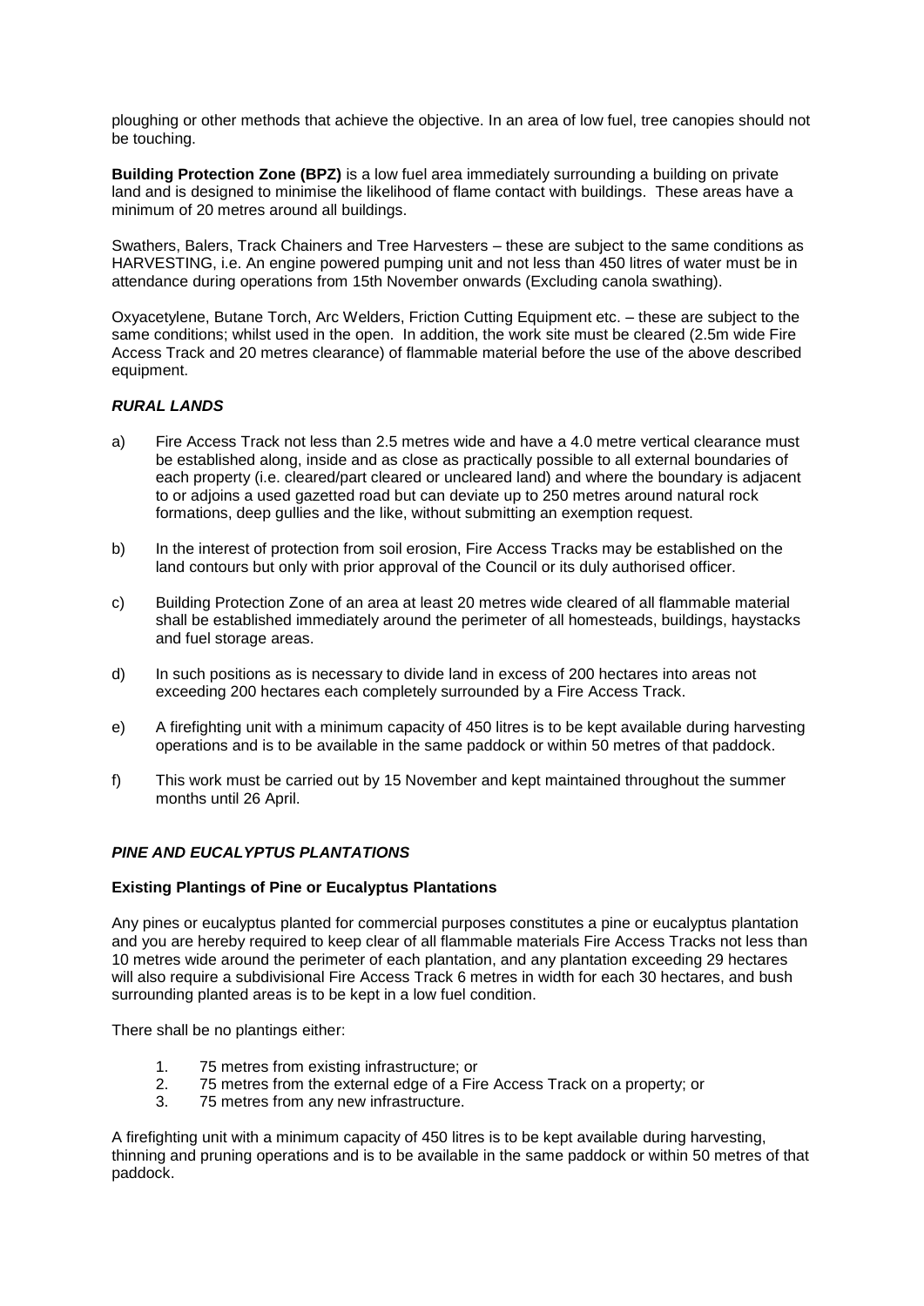ploughing or other methods that achieve the objective. In an area of low fuel, tree canopies should not be touching.

**Building Protection Zone (BPZ)** is a low fuel area immediately surrounding a building on private land and is designed to minimise the likelihood of flame contact with buildings. These areas have a minimum of 20 metres around all buildings.

Swathers, Balers, Track Chainers and Tree Harvesters – these are subject to the same conditions as HARVESTING, i.e. An engine powered pumping unit and not less than 450 litres of water must be in attendance during operations from 15th November onwards (Excluding canola swathing).

Oxyacetylene, Butane Torch, Arc Welders, Friction Cutting Equipment etc. – these are subject to the same conditions; whilst used in the open. In addition, the work site must be cleared (2.5m wide Fire Access Track and 20 metres clearance) of flammable material before the use of the above described equipment.

### *RURAL LANDS*

a) Fire Access Track not less than 2.5 metres wide and have a 4.0 metre vertical clearance must be established along, inside and as close as practically possible to all external boundaries of each property (i.e. cleared/part cleared or uncleared land) and where the boundary is adjacent to or adjoins a used gazetted road but can deviate up to 250 metres around natural rock formations, deep gullies and the like, without submitting an exemption request.

b) In the interest of protection from soil erosion, Fire Access Tracks may be established on the land contours but only with prior approval of the Council or its duly authorised officer.

c) Building Protection Zone of an area at least 20 metres wide cleared of all flammable material shall be established immediately around the perimeter of all homesteads, buildings, haystacks and fuel storage areas.

d) In such positions as is necessary to divide land in excess of 200 hectares into areas not exceeding 200 hectares each completely surrounded by a Fire Access Track.

e) A firefighting unit with a minimum capacity of 450 litres is to be kept available during harvesting operations and is to be available in the same paddock or within 50 metres of that paddock.

f) This work must be carried out by 15 November and kept maintained throughout the summer months until 26 April.

### *PINE AND EUCALYPTUS PLANTATIONS*

**Existing Plantings of Pine or Eucalyptus Plantations**

Any pines or eucalyptus planted for commercial purposes constitutes a pine or eucalyptus plantation and you are hereby required to keep clear of all flammable materials Fire Access Tracks not less than 10 metres wide around the perimeter of each plantation, and any plantation exceeding 29 hectares will also require a subdivisional Fire Access Track 6 metres in width for each 30 hectares, and bush surrounding planted areas is to be kept in a low fuel condition.

There shall be no plantings either:

1. 75 metres from existing infrastructure; or
2. 75 metres from the external edge of a Fire Access Track on a property; or
3. 75 metres from any new infrastructure.

A firefighting unit with a minimum capacity of 450 litres is to be kept available during harvesting, thinning and pruning operations and is to be available in the same paddock or within 50 metres of that paddock.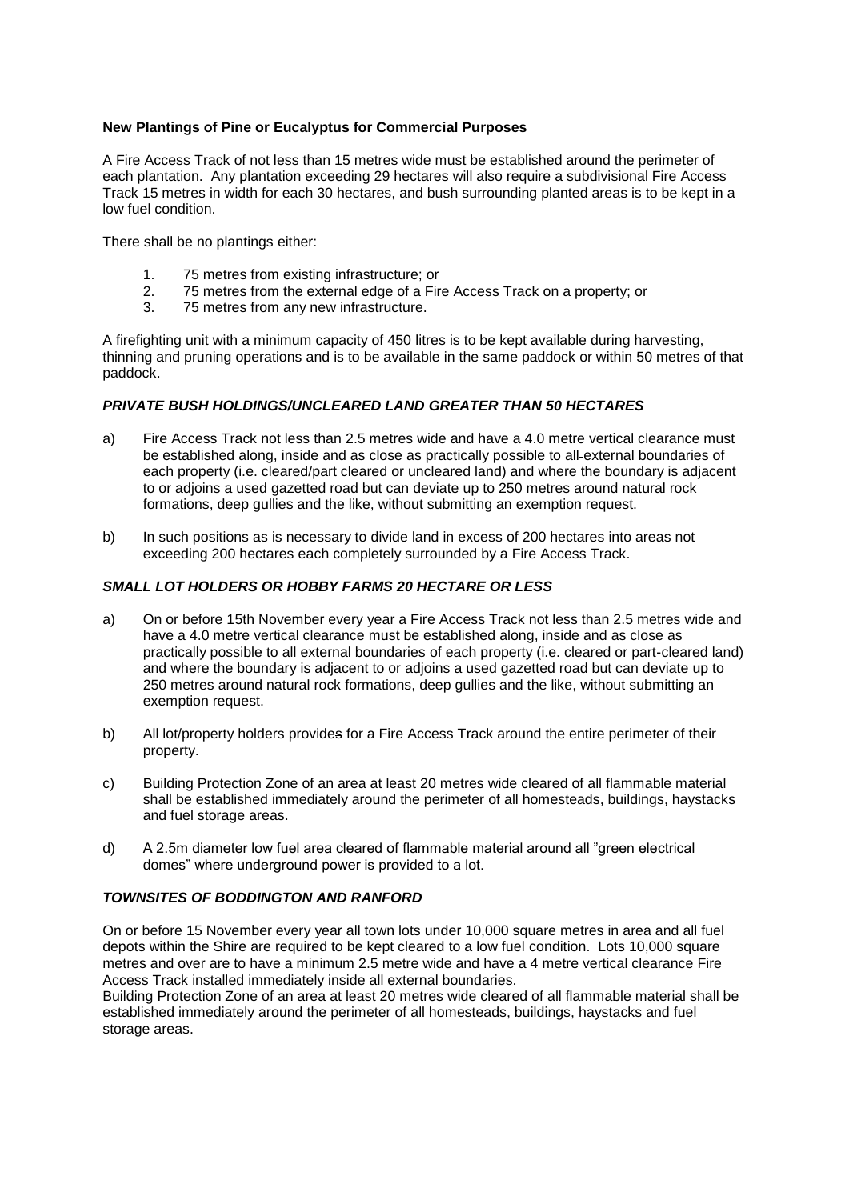**New Plantings of Pine or Eucalyptus for Commercial Purposes**

A Fire Access Track of not less than 15 metres wide must be established around the perimeter of each plantation. Any plantation exceeding 29 hectares will also require a subdivisional Fire Access Track 15 metres in width for each 30 hectares, and bush surrounding planted areas is to be kept in a low fuel condition.

There shall be no plantings either:

1. 75 metres from existing infrastructure; or
2. 75 metres from the external edge of a Fire Access Track on a property; or
3. 75 metres from any new infrastructure.

A firefighting unit with a minimum capacity of 450 litres is to be kept available during harvesting, thinning and pruning operations and is to be available in the same paddock or within 50 metres of that paddock.

### ***PRIVATE BUSH HOLDINGS/UNCLEARED LAND GREATER THAN 50 HECTARES***

a) Fire Access Track not less than 2.5 metres wide and have a 4.0 metre vertical clearance must be established along, inside and as close as practically possible to all external boundaries of each property (i.e. cleared/part cleared or uncleared land) and where the boundary is adjacent to or adjoins a used gazetted road but can deviate up to 250 metres around natural rock formations, deep gullies and the like, without submitting an exemption request.

b) In such positions as is necessary to divide land in excess of 200 hectares into areas not exceeding 200 hectares each completely surrounded by a Fire Access Track.

### ***SMALL LOT HOLDERS OR HOBBY FARMS 20 HECTARE OR LESS***

a) On or before 15th November every year a Fire Access Track not less than 2.5 metres wide and have a 4.0 metre vertical clearance must be established along, inside and as close as practically possible to all external boundaries of each property (i.e. cleared or part-cleared land) and where the boundary is adjacent to or adjoins a used gazetted road but can deviate up to 250 metres around natural rock formations, deep gullies and the like, without submitting an exemption request.

b) All lot/property holders provides for a Fire Access Track around the entire perimeter of their property.

c) Building Protection Zone of an area at least 20 metres wide cleared of all flammable material shall be established immediately around the perimeter of all homesteads, buildings, haystacks and fuel storage areas.

d) A 2.5m diameter low fuel area cleared of flammable material around all "green electrical domes" where underground power is provided to a lot.

### ***TOWNSITES OF BODDINGTON AND RANFORD***

On or before 15 November every year all town lots under 10,000 square metres in area and all fuel depots within the Shire are required to be kept cleared to a low fuel condition. Lots 10,000 square metres and over are to have a minimum 2.5 metre wide and have a 4 metre vertical clearance Fire Access Track installed immediately inside all external boundaries.

Building Protection Zone of an area at least 20 metres wide cleared of all flammable material shall be established immediately around the perimeter of all homesteads, buildings, haystacks and fuel storage areas.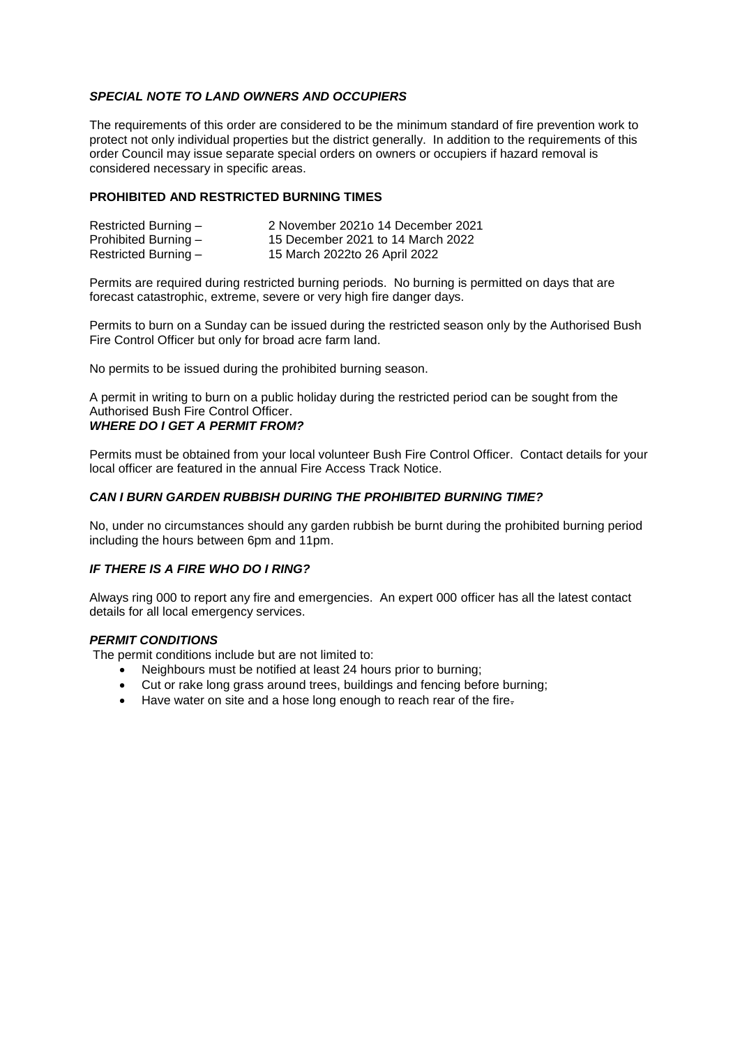***SPECIAL NOTE TO LAND OWNERS AND OCCUPIERS***

The requirements of this order are considered to be the minimum standard of fire prevention work to protect not only individual properties but the district generally. In addition to the requirements of this order Council may issue separate special orders on owners or occupiers if hazard removal is considered necessary in specific areas.

**PROHIBITED AND RESTRICTED BURNING TIMES**

| | |
|---|---|
| Restricted Burning – | 2 November 2021o 14 December 2021 |
| Prohibited Burning – | 15 December 2021 to 14 March 2022 |
| Restricted Burning – | 15 March 2022to 26 April 2022 |

Permits are required during restricted burning periods. No burning is permitted on days that are forecast catastrophic, extreme, severe or very high fire danger days.

Permits to burn on a Sunday can be issued during the restricted season only by the Authorised Bush Fire Control Officer but only for broad acre farm land.

No permits to be issued during the prohibited burning season.

A permit in writing to burn on a public holiday during the restricted period can be sought from the Authorised Bush Fire Control Officer.

***WHERE DO I GET A PERMIT FROM?***

Permits must be obtained from your local volunteer Bush Fire Control Officer. Contact details for your local officer are featured in the annual Fire Access Track Notice.

***CAN I BURN GARDEN RUBBISH DURING THE PROHIBITED BURNING TIME?***

No, under no circumstances should any garden rubbish be burnt during the prohibited burning period including the hours between 6pm and 11pm.

***IF THERE IS A FIRE WHO DO I RING?***

Always ring 000 to report any fire and emergencies. An expert 000 officer has all the latest contact details for all local emergency services.

***PERMIT CONDITIONS***

The permit conditions include but are not limited to:

- Neighbours must be notified at least 24 hours prior to burning;
- Cut or rake long grass around trees, buildings and fencing before burning;
- Have water on site and a hose long enough to reach rear of the fire.